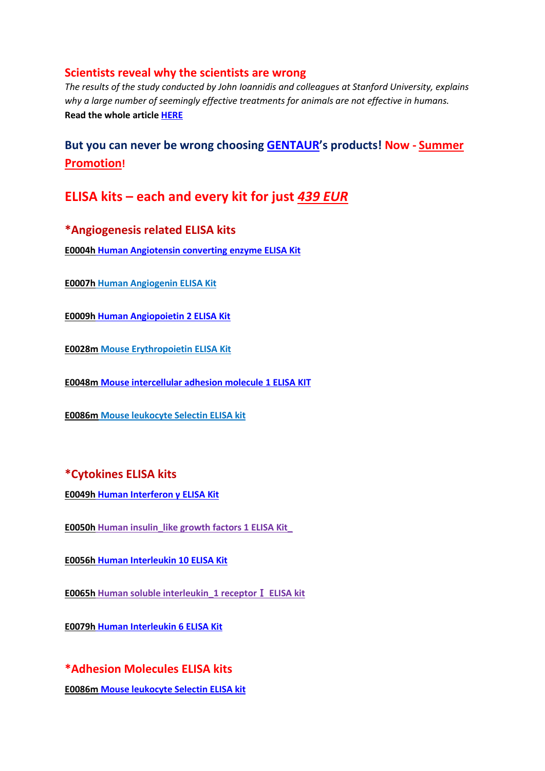## Scientists reveal why the scientists are wrong

*The results of the study conducted by John Ioannidis and colleagues at Stanford University, explains why a large number of seemingly effective treatments for animals are not effective in humans.*

**Read the whole article HERE**

### But you can never be wrong choosing GENTAUR's products! Now - Summer Promotion!

## ELISA kits – each and every kit for just *439 EUR*

### *Angiogenesis related ELISA kits

**E0004h Human Angiotensin converting enzyme ELISA Kit**

**E0007h Human Angiogenin ELISA Kit**

**E0009h Human Angiopoietin 2 ELISA Kit**

**E0028m Mouse Erythropoietin ELISA Kit**

**E0048m Mouse intercellular adhesion molecule 1 ELISA KIT**

**E0086m Mouse leukocyte Selectin ELISA kit**

### *Cytokines ELISA kits

**E0049h Human Interferon y ELISA Kit**

**E0050h Human insulin_like growth factors 1 ELISA Kit_**

**E0056h Human Interleukin 10 ELISA Kit**

**E0065h Human soluble interleukin_1 receptor Ⅰ ELISA kit**

**E0079h Human Interleukin 6 ELISA Kit**

### *Adhesion Molecules ELISA kits

**E0086m Mouse leukocyte Selectin ELISA kit**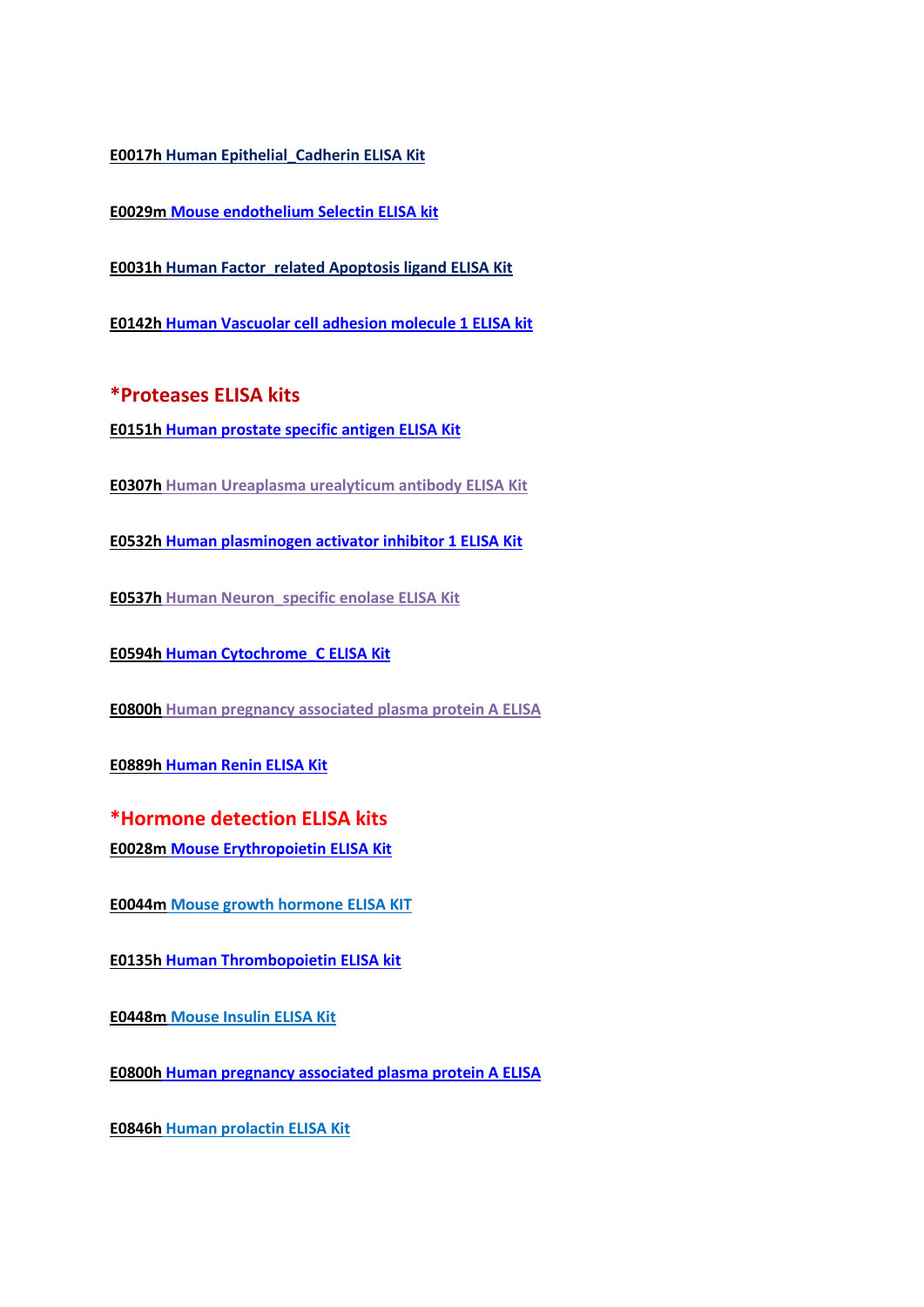**E0017h Human Epithelial_Cadherin ELISA Kit**

**E0029m Mouse endothelium Selectin ELISA kit**

**E0031h Human Factor_related Apoptosis ligand ELISA Kit**

**E0142h Human Vascuolar cell adhesion molecule 1 ELISA kit**

## *Proteases ELISA kits

**E0151h Human prostate specific antigen ELISA Kit**

**E0307h Human Ureaplasma urealyticum antibody ELISA Kit**

**E0532h Human plasminogen activator inhibitor 1 ELISA Kit**

**E0537h Human Neuron_specific enolase ELISA Kit**

**E0594h Human Cytochrome_C ELISA Kit**

**E0800h Human pregnancy associated plasma protein A ELISA**

**E0889h Human Renin ELISA Kit**

## *Hormone detection ELISA kits

**E0028m Mouse Erythropoietin ELISA Kit**

**E0044m Mouse growth hormone ELISA KIT**

**E0135h Human Thrombopoietin ELISA kit**

**E0448m Mouse Insulin ELISA Kit**

**E0800h Human pregnancy associated plasma protein A ELISA**

**E0846h Human prolactin ELISA Kit**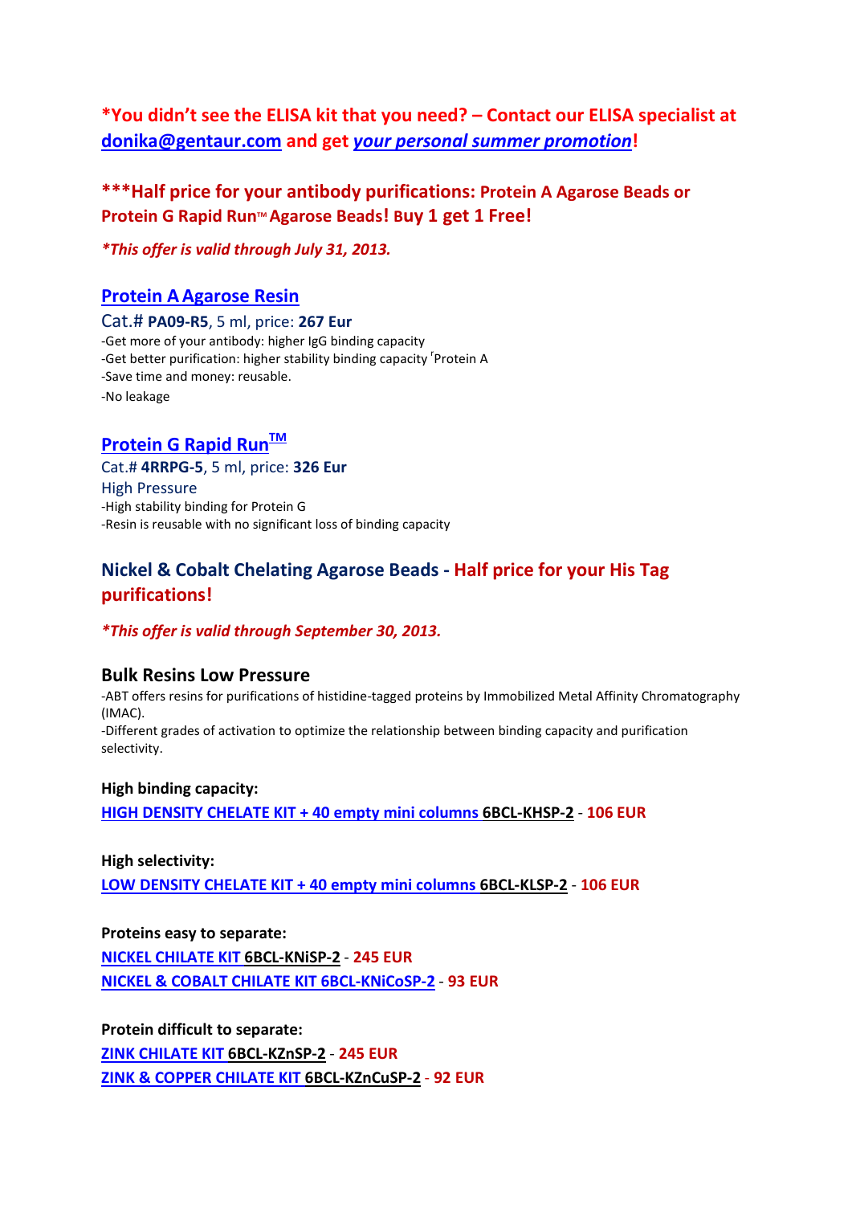**\*You didn't see the ELISA kit that you need? – Contact our ELISA specialist at donika@gentaur.com and get *your personal summer promotion*!**

**\*\*\*Half price for your antibody purifications: Protein A Agarose Beads or Protein G Rapid Run™ Agarose Beads! Buy 1 get 1 Free!**

***This offer is valid through July 31, 2013.***

## Protein A Agarose Resin

Cat.# **PA09-R5**, 5 ml, price: **267 Eur**

-Get more of your antibody: higher IgG binding capacity
-Get better purification: higher stability binding capacity 'Protein A
-Save time and money: reusable.
-No leakage

## Protein G Rapid Run™

Cat.# **4RRPG-5**, 5 ml, price: **326 Eur**

High Pressure

-High stability binding for Protein G
-Resin is reusable with no significant loss of binding capacity

## Nickel & Cobalt Chelating Agarose Beads - Half price for your His Tag purifications!

***This offer is valid through September 30, 2013.***

### Bulk Resins Low Pressure

-ABT offers resins for purifications of histidine-tagged proteins by Immobilized Metal Affinity Chromatography (IMAC).
-Different grades of activation to optimize the relationship between binding capacity and purification selectivity.

**High binding capacity:**

**HIGH DENSITY CHELATE KIT + 40 empty mini columns 6BCL-KHSP-2** - **106 EUR**

**High selectivity:**

**LOW DENSITY CHELATE KIT + 40 empty mini columns 6BCL-KLSP-2** - **106 EUR**

**Proteins easy to separate:**

**NICKEL CHILATE KIT 6BCL-KNiSP-2** - **245 EUR**
**NICKEL & COBALT CHILATE KIT 6BCL-KNiCoSP-2** - **93 EUR**

**Protein difficult to separate:**

**ZINK CHILATE KIT 6BCL-KZnSP-2** - **245 EUR**
**ZINK & COPPER CHILATE KIT 6BCL-KZnCuSP-2** - **92 EUR**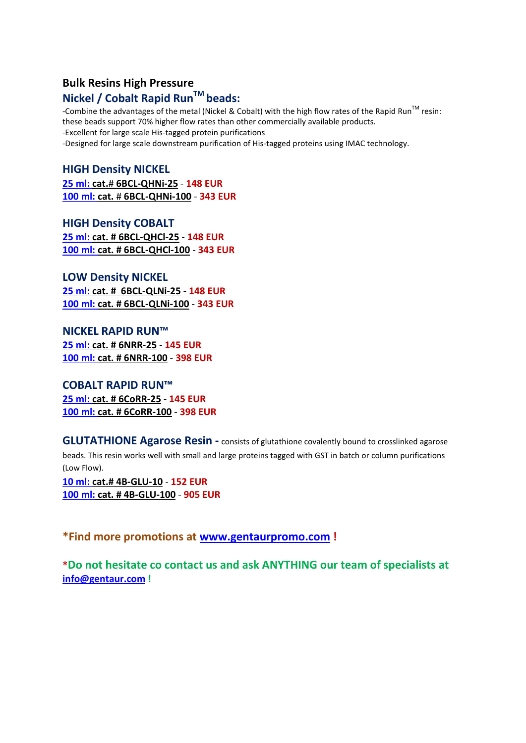## Bulk Resins High Pressure

## Nickel / Cobalt Rapid Run™ beads:

-Combine the advantages of the metal (Nickel & Cobalt) with the high flow rates of the Rapid Run™ resin: these beads support 70% higher flow rates than other commercially available products.
-Excellent for large scale His-tagged protein purifications
-Designed for large scale downstream purification of His-tagged proteins using IMAC technology.

### HIGH Density NICKEL

**25 ml: cat.# 6BCL-QHNi-25 - 148 EUR**
**100 ml: cat. # 6BCL-QHNi-100 - 343 EUR**

### HIGH Density COBALT

**25 ml: cat. # 6BCL-QHCl-25 - 148 EUR**
**100 ml: cat. # 6BCL-QHCl-100 - 343 EUR**

### LOW Density NICKEL

**25 ml: cat. # 6BCL-QLNi-25 - 148 EUR**
**100 ml: cat. # 6BCL-QLNi-100 - 343 EUR**

### NICKEL RAPID RUN™

**25 ml: cat. # 6NRR-25 - 145 EUR**
**100 ml: cat. # 6NRR-100 - 398 EUR**

### COBALT RAPID RUN™

**25 ml: cat. # 6CoRR-25 - 145 EUR**
**100 ml: cat. # 6CoRR-100 - 398 EUR**

**GLUTATHIONE Agarose Resin -** consists of glutathione covalently bound to crosslinked agarose beads. This resin works well with small and large proteins tagged with GST in batch or column purifications (Low Flow).

**10 ml: cat.# 4B-GLU-10 - 152 EUR**
**100 ml: cat. # 4B-GLU-100 - 905 EUR**

**\*Find more promotions at www.gentaurpromo.com !**

**\*Do not hesitate co contact us and ask ANYTHING our team of specialists at info@gentaur.com !**